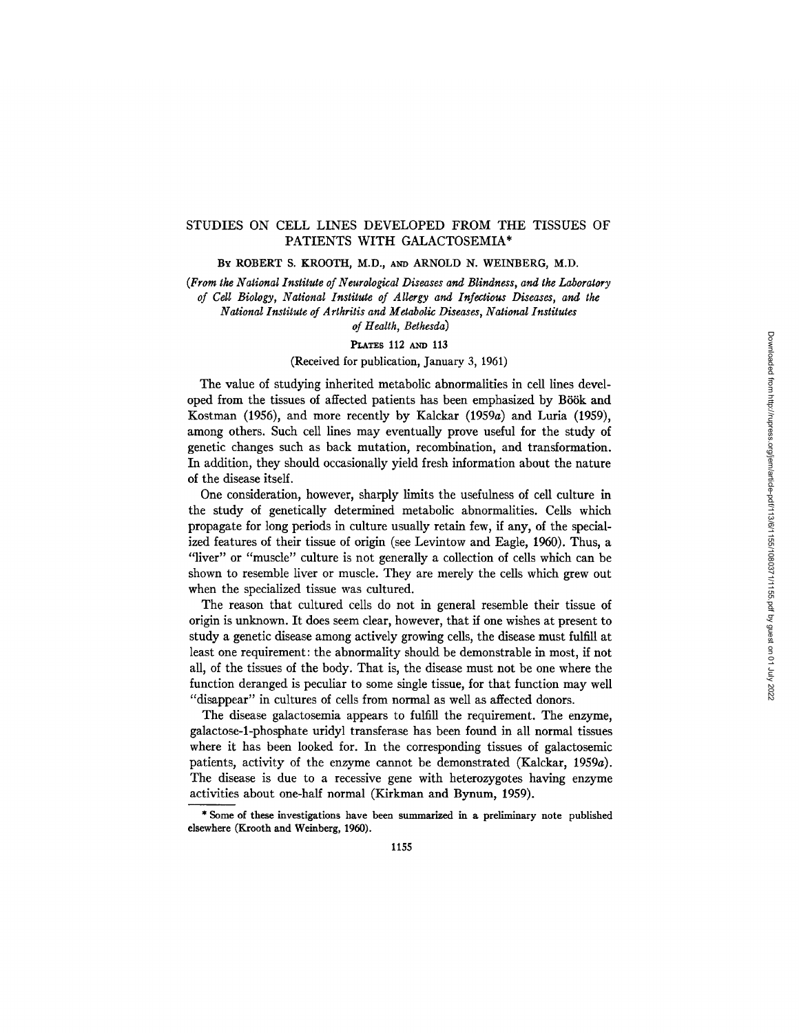# STUDIES ON CELL LINES DEVELOPED FROM THE TISSUES OF PATIENTS WITH GALACTOSEMIA*

By ROBERT S. KROOTH, M.D., AND ARNOLD N. WEINBERG, M.D.

*(From the National Institute of Neurological Diseases and Blindness, and the Laboratory of Cell Biology, National Institute of Allergy and Infectious Diseases, and the National Institute of Arthritis and Metabolic Diseases, National Institutes of Health, Bethesda)*

PLATES 112 AND 113

(Received for publication, January 3, 1961)

The value of studying inherited metabolic abnormalities in cell lines developed from the tissues of affected patients has been emphasized by Böök and Kostman (1956), and more recently by Kalckar (1959*a*) and Luria (1959), among others. Such cell lines may eventually prove useful for the study of genetic changes such as back mutation, recombination, and transformation. In addition, they should occasionally yield fresh information about the nature of the disease itself.

One consideration, however, sharply limits the usefulness of cell culture in the study of genetically determined metabolic abnormalities. Cells which propagate for long periods in culture usually retain few, if any, of the specialized features of their tissue of origin (see Levintow and Eagle, 1960). Thus, a "liver" or "muscle" culture is not generally a collection of cells which can be shown to resemble liver or muscle. They are merely the cells which grew out when the specialized tissue was cultured.

The reason that cultured cells do not in general resemble their tissue of origin is unknown. It does seem clear, however, that if one wishes at present to study a genetic disease among actively growing cells, the disease must fulfill at least one requirement: the abnormality should be demonstrable in most, if not all, of the tissues of the body. That is, the disease must not be one where the function deranged is peculiar to some single tissue, for that function may well "disappear" in cultures of cells from normal as well as affected donors.

The disease galactosemia appears to fulfill the requirement. The enzyme, galactose-1-phosphate uridyl transferase has been found in all normal tissues where it has been looked for. In the corresponding tissues of galactosemic patients, activity of the enzyme cannot be demonstrated (Kalckar, 1959*a*). The disease is due to a recessive gene with heterozygotes having enzyme activities about one-half normal (Kirkman and Bynum, 1959).

* Some of these investigations have been summarized in a preliminary note published elsewhere (Krooth and Weinberg, 1960).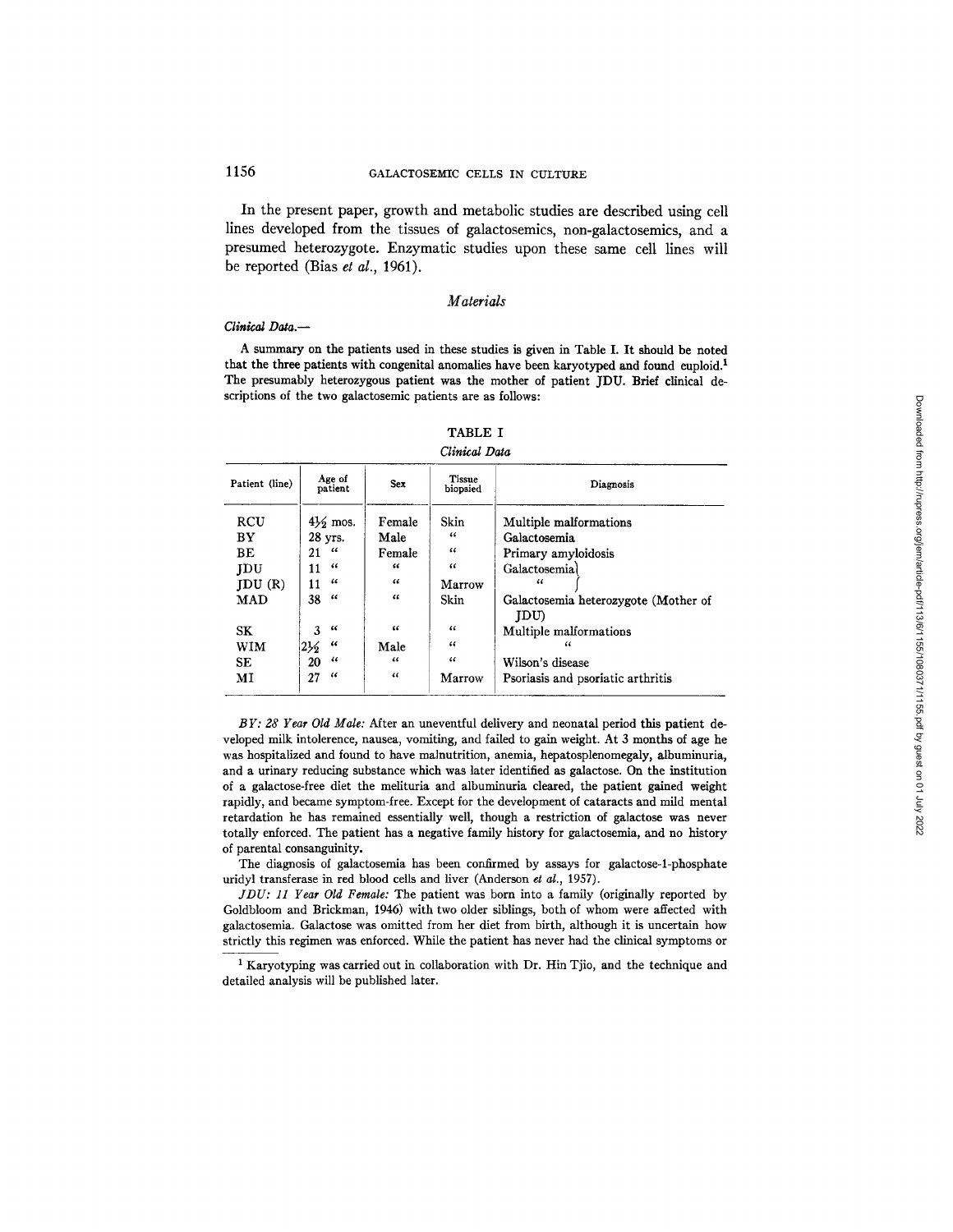In the present paper, growth and metabolic studies are described using cell lines developed from the tissues of galactosemics, non-galactosemics, and a presumed heterozygote. Enzymatic studies upon these same cell lines will be reported (Bias *et al.*, 1961).

## *Materials*

*Clinical Data.—*

A summary on the patients used in these studies is given in Table I. It should be noted that the three patients with congenital anomalies have been karyotyped and found euploid.[1] The presumably heterozygous patient was the mother of patient JDU. Brief clinical descriptions of the two galactosemic patients are as follows:

TABLE I

*Clinical Data*

| Patient (line) | Age of patient | Sex | Tissue biopsied | Diagnosis |
|---|---|---|---|---|
| RCU | 4½ mos. | Female | Skin | Multiple malformations |
| BY | 28 yrs. | Male | " | Galactosemia |
| BE | 21 " | Female | " | Primary amyloidosis |
| JDU | 11 " | " | " | Galactosemia |
| JDU (R) | 11 " | " | Marrow | " |
| MAD | 38 " | " | Skin | Galactosemia heterozygote (Mother of JDU) |
| SK | 3 " | " | " | Multiple malformations |
| WIM | 2½ " | Male | " | " |
| SE | 20 " | " | " | Wilson's disease |
| MI | 27 " | " | Marrow | Psoriasis and psoriatic arthritis |

*BY: 28 Year Old Male:* After an uneventful delivery and neonatal period this patient developed milk intolerence, nausea, vomiting, and failed to gain weight. At 3 months of age he was hospitalized and found to have malnutrition, anemia, hepatosplenomegaly, albuminuria, and a urinary reducing substance which was later identified as galactose. On the institution of a galactose-free diet the melituria and albuminuria cleared, the patient gained weight rapidly, and became symptom-free. Except for the development of cataracts and mild mental retardation he has remained essentially well, though a restriction of galactose was never totally enforced. The patient has a negative family history for galactosemia, and no history of parental consanguinity.

The diagnosis of galactosemia has been confirmed by assays for galactose-1-phosphate uridyl transferase in red blood cells and liver (Anderson *et al.*, 1957).

*JDU: 11 Year Old Female:* The patient was born into a family (originally reported by Goldbloom and Brickman, 1946) with two older siblings, both of whom were affected with galactosemia. Galactose was omitted from her diet from birth, although it is uncertain how strictly this regimen was enforced. While the patient has never had the clinical symptoms or

[1] Karyotyping was carried out in collaboration with Dr. Hin Tjio, and the technique and detailed analysis will be published later.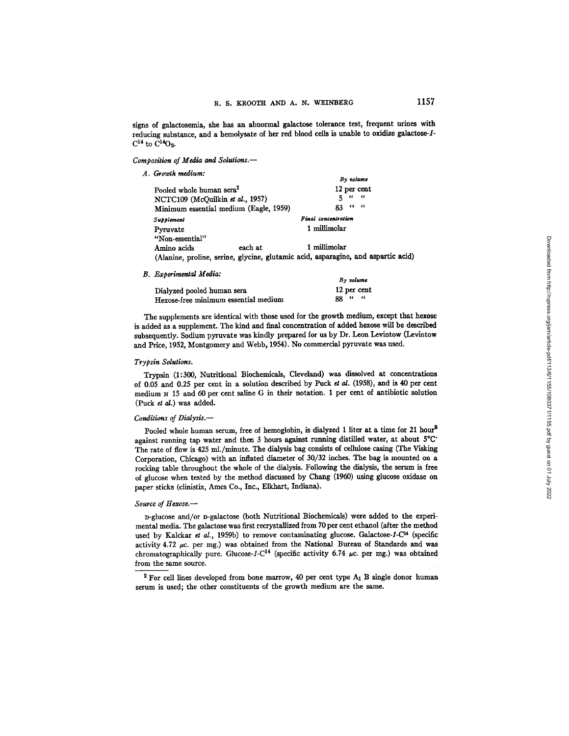signs of galactosemia, she has an abnormal galactose tolerance test, frequent urines with reducing substance, and a hemolysate of her red blood cells is unable to oxidize galactose-*1*-$C^{14}$ to $C^{14}O_2$.

*Composition of Media and Solutions.*—

*A. Growth medium:*

| | | *By volume* |
|---|---|---|
| Pooled whole human sera[2] | | 12 per cent |
| NCTC109 (McQuilkin *et al.*, 1957) | | 5 " " |
| Minimum essential medium (Eagle, 1959) | | 83 " " |
| *Supplement* | | *Final concentration* |
| Pyruvate | | 1 millimolar |
| "Non-essential" Amino acids | each at | 1 millimolar |

(Alanine, proline, serine, glycine, glutamic acid, asparagine, and aspartic acid)

*B. Experimental Media:*

| | *By volume* |
|---|---|
| Dialyzed pooled human sera | 12 per cent |
| Hexose-free minimum essential medium | 88 " " |

The supplements are identical with those used for the growth medium, except that hexose is added as a supplement. The kind and final concentration of added hexose will be described subsequently. Sodium pyruvate was kindly prepared for us by Dr. Leon Levintow (Levintow and Price, 1952, Montgomery and Webb, 1954). No commercial pyruvate was used.

*Trypsin Solutions.*

Trypsin (1:300, Nutritional Biochemicals, Cleveland) was dissolved at concentrations of 0.05 and 0.25 per cent in a solution described by Puck *et al.* (1958), and is 40 per cent medium N 15 and 60 per cent saline G in their notation. 1 per cent of antibiotic solution (Puck *et al.*) was added.

*Conditions of Dialysis.*—

Pooled whole human serum, free of hemoglobin, is dialyzed 1 liter at a time for 21 hour[3] against running tap water and then 3 hours against running distilled water, at about 5°C. The rate of flow is 425 ml./minute. The dialysis bag consists of cellulose casing (The Visking Corporation, Chicago) with an inflated diameter of 30/32 inches. The bag is mounted on a rocking table throughout the whole of the dialysis. Following the dialysis, the serum is free of glucose when tested by the method discussed by Chang (1960) using glucose oxidase on paper sticks (clinistix, Ames Co., Inc., Elkhart, Indiana).

*Source of Hexose.*—

D-glucose and/or D-galactose (both Nutritional Biochemicals) were added to the experimental media. The galactose was first recrystallized from 70 per cent ethanol (after the method used by Kalckar *et al.*, 1959b) to remove contaminating glucose. Galactose-*1*-$C^{14}$ (specific activity 4.72 $\mu$c. per mg.) was obtained from the National Bureau of Standards and was chromatographically pure. Glucose-*1*-$C^{14}$ (specific activity 6.74 $\mu$c. per mg.) was obtained from the same source.

[2] For cell lines developed from bone marrow, 40 per cent type $A_1$ B single donor human serum is used; the other constituents of the growth medium are the same.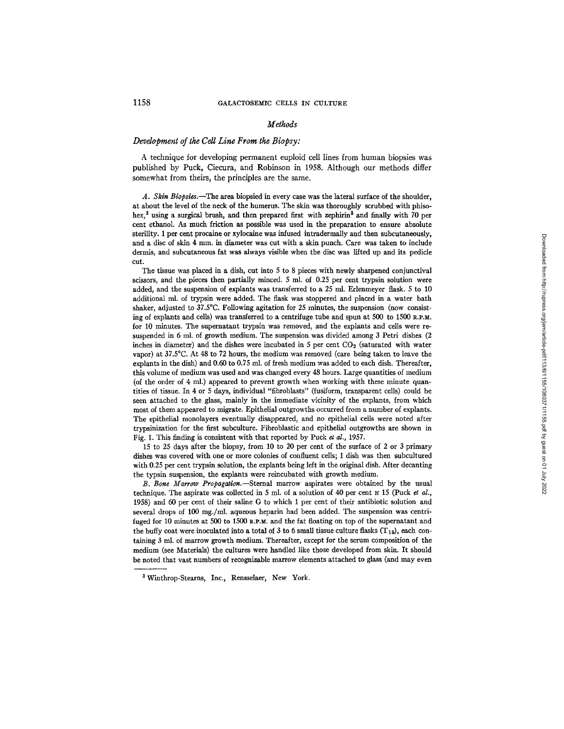## *Methods*

### *Development of the Cell Line From the Biopsy:*

A technique for developing permanent euploid cell lines from human biopsies was published by Puck, Ciecura, and Robinson in 1958. Although our methods differ somewhat from theirs, the principles are the same.

*A. Skin Biopsies.*—The area biopsied in every case was the lateral surface of the shoulder, at about the level of the neck of the humerus. The skin was thoroughly scrubbed with phisohex,[3] using a surgical brush, and then prepared first with zephirin[3] and finally with 70 per cent ethanol. As much friction as possible was used in the preparation to ensure absolute sterility. 1 per cent procaine or xylocaine was infused intradermally and then subcutaneously, and a disc of skin 4 mm. in diameter was cut with a skin punch. Care was taken to include dermis, and subcutaneous fat was always visible when the disc was lifted up and its pedicle cut.

The tissue was placed in a dish, cut into 5 to 8 pieces with newly sharpened conjunctival scissors, and the pieces then partially minced. 5 ml. of 0.25 per cent trypsin solution were added, and the suspension of explants was transferred to a 25 ml. Erlenmeyer flask. 5 to 10 additional ml. of trypsin were added. The flask was stoppered and placed in a water bath shaker, adjusted to 37.5°C. Following agitation for 25 minutes, the suspension (now consisting of explants and cells) was transferred to a centrifuge tube and spun at 500 to 1500 R.P.M. for 10 minutes. The supernatant trypsin was removed, and the explants and cells were resuspended in 6 ml. of growth medium. The suspension was divided among 3 Petri dishes (2 inches in diameter) and the dishes were incubated in 5 per cent $CO_2$ (saturated with water vapor) at 37.5°C. At 48 to 72 hours, the medium was removed (care being taken to leave the explants in the dish) and 0.60 to 0.75 ml. of fresh medium was added to each dish. Thereafter, this volume of medium was used and was changed every 48 hours. Large quantities of medium (of the order of 4 ml.) appeared to prevent growth when working with these minute quantities of tissue. In 4 or 5 days, individual "fibroblasts" (fusiform, transparent cells) could be seen attached to the glass, mainly in the immediate vicinity of the explants, from which most of them appeared to migrate. Epithelial outgrowths occurred from a number of explants. The epithelial monolayers eventually disappeared, and no epithelial cells were noted after trypsinization for the first subculture. Fibroblastic and epithelial outgrowths are shown in Fig. 1. This finding is consistent with that reported by Puck *et al.*, 1957.

15 to 25 days after the biopsy, from 10 to 20 per cent of the surface of 2 or 3 primary dishes was covered with one or more colonies of confluent cells; 1 dish was then subcultured with 0.25 per cent trypsin solution, the explants being left in the original dish. After decanting the typsin suspension, the explants were reincubated with growth medium.

*B. Bone Marrow Propagation.*—Sternal marrow aspirates were obtained by the usual technique. The aspirate was collected in 5 ml. of a solution of 40 per cent N 15 (Puck *et al.*, 1958) and 60 per cent of their saline G to which 1 per cent of their antibiotic solution and several drops of 100 mg./ml. aqueous heparin had been added. The suspension was centrifuged for 10 minutes at 500 to 1500 R.P.M. and the fat floating on top of the supernatant and the buffy coat were inoculated into a total of 3 to 6 small tissue culture flasks ($T_{15}$), each containing 3 ml. of marrow growth medium. Thereafter, except for the serum composition of the medium (see Materials) the cultures were handled like those developed from skin. It should be noted that vast numbers of recognizable marrow elements attached to glass (and may even

---

[3] Winthrop-Stearns, Inc., Rensselaer, New York.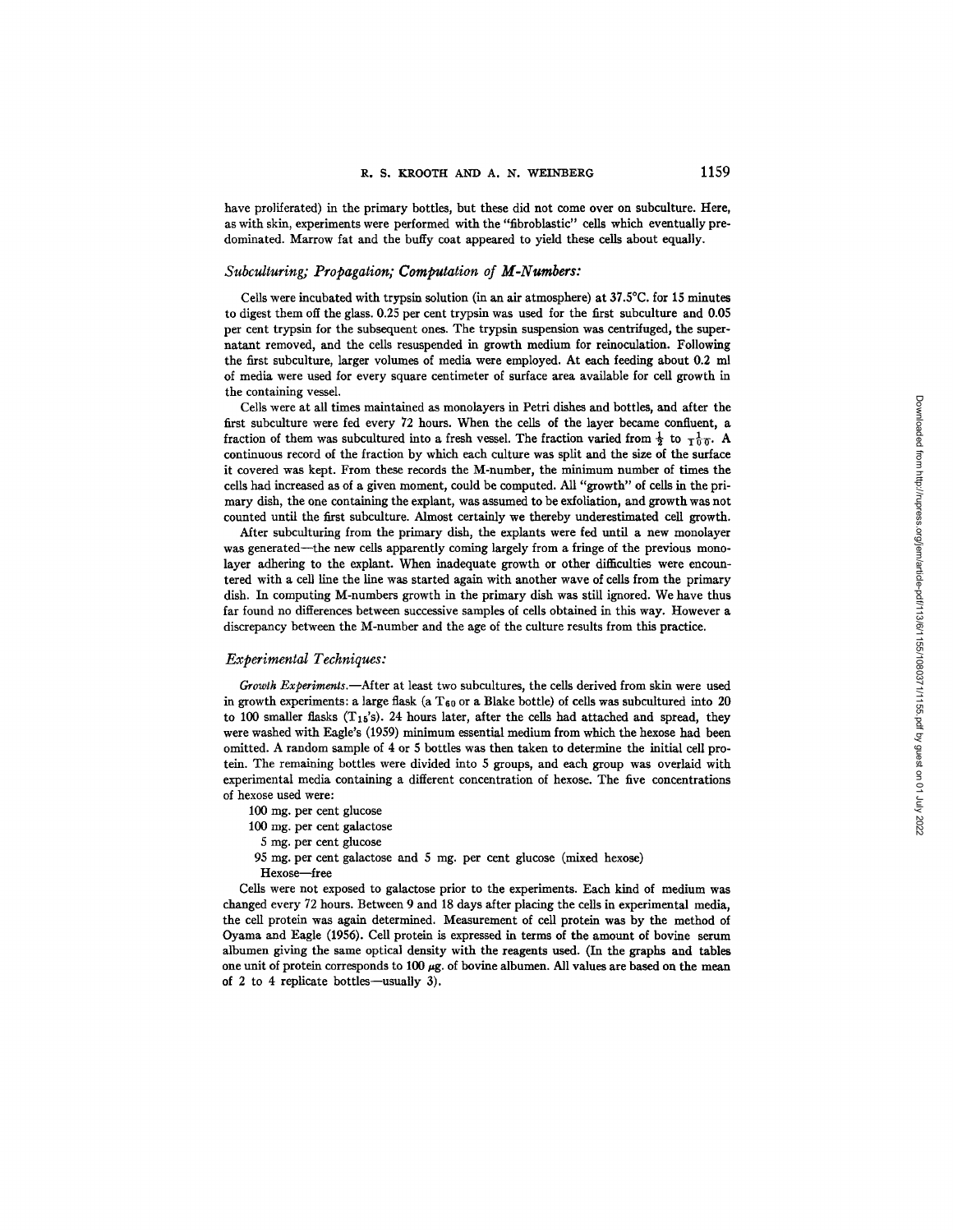have proliferated) in the primary bottles, but these did not come over on subculture. Here, as with skin, experiments were performed with the "fibroblastic" cells which eventually predominated. Marrow fat and the buffy coat appeared to yield these cells about equally.

### *Subculturing; Propagation; Computation of M-Numbers:*

Cells were incubated with trypsin solution (in an air atmosphere) at 37.5°C. for 15 minutes to digest them off the glass. 0.25 per cent trypsin was used for the first subculture and 0.05 per cent trypsin for the subsequent ones. The trypsin suspension was centrifuged, the supernatant removed, and the cells resuspended in growth medium for reinoculation. Following the first subculture, larger volumes of media were employed. At each feeding about 0.2 ml of media were used for every square centimeter of surface area available for cell growth in the containing vessel.

Cells were at all times maintained as monolayers in Petri dishes and bottles, and after the first subculture were fed every 72 hours. When the cells of the layer became confluent, a fraction of them was subcultured into a fresh vessel. The fraction varied from $\frac{1}{2}$ to $\frac{1}{100}$. A continuous record of the fraction by which each culture was split and the size of the surface it covered was kept. From these records the M-number, the minimum number of times the cells had increased as of a given moment, could be computed. All "growth" of cells in the primary dish, the one containing the explant, was assumed to be exfoliation, and growth was not counted until the first subculture. Almost certainly we thereby underestimated cell growth.

After subculturing from the primary dish, the explants were fed until a new monolayer was generated—the new cells apparently coming largely from a fringe of the previous monolayer adhering to the explant. When inadequate growth or other difficulties were encountered with a cell line the line was started again with another wave of cells from the primary dish. In computing M-numbers growth in the primary dish was still ignored. We have thus far found no differences between successive samples of cells obtained in this way. However a discrepancy between the M-number and the age of the culture results from this practice.

### *Experimental Techniques:*

*Growth Experiments.*—After at least two subcultures, the cells derived from skin were used in growth experiments: a large flask (a $T_{60}$ or a Blake bottle) of cells was subcultured into 20 to 100 smaller flasks ($T_{15}$'s). 24 hours later, after the cells had attached and spread, they were washed with Eagle's (1959) minimum essential medium from which the hexose had been omitted. A random sample of 4 or 5 bottles was then taken to determine the initial cell protein. The remaining bottles were divided into 5 groups, and each group was overlaid with experimental media containing a different concentration of hexose. The five concentrations of hexose used were:

100 mg. per cent glucose
100 mg. per cent galactose
5 mg. per cent glucose
95 mg. per cent galactose and 5 mg. per cent glucose (mixed hexose)
Hexose—free

Cells were not exposed to galactose prior to the experiments. Each kind of medium was changed every 72 hours. Between 9 and 18 days after placing the cells in experimental media, the cell protein was again determined. Measurement of cell protein was by the method of Oyama and Eagle (1956). Cell protein is expressed in terms of the amount of bovine serum albumen giving the same optical density with the reagents used. (In the graphs and tables one unit of protein corresponds to 100 μg. of bovine albumen. All values are based on the mean of 2 to 4 replicate bottles—usually 3).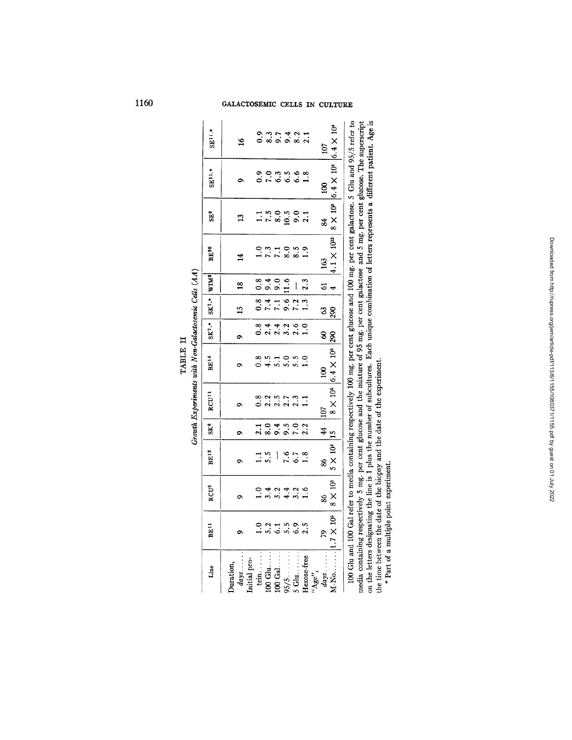TABLE II

*Growth Experiments with Non-Galactosemic Cells (AA)*

| Line | BE[11] | RCU[8] | BE[12] | SK[6] | RCU[11] | BE[14] | SK[7,*] | SK[7,*] | WIM[8] | BE[20] | SE[8] | SE[11,*] | SE[11,*] |
|---|---|---|---|---|---|---|---|---|---|---|---|---|---|
| Duration, *days*...... | 9 | 9 | 9 | 9 | 9 | 9 | 9 | 15 | 18 | 14 | 13 | 9 | 16 |
| Initial protein...... | 1.0 | 1.0 | 1.1 | 2.1 | 0.8 | 0.8 | 0.8 | 0.8 | 0.8 | 1.0 | 1.1 | 0.9 | 0.9 |
| 100 Glu...... | 5.2 | 3.4 | 5.5 | 8.0 | 2.2 | 4.5 | 2.4 | 7.4 | 9.4 | 7.3 | 7.5 | 7.0 | 8.3 |
| 100 Gal...... | 6.1 | 3.2 | — | 9.4 | 2.5 | 5.1 | 2.4 | 7.1 | 9.0 | 7.1 | 8.0 | 6.3 | 9.7 |
| 95/5...... | 5.5 | 4.4 | 7.6 | 9.5 | 2.7 | 5.0 | 3.2 | 9.6 | 11.6 | 8.0 | 10.5 | 6.5 | 9.4 |
| 5 Glu...... | 6.9 | 3.2 | 6.7 | 7.0 | 2.3 | 5.5 | 2.6 | 7.2 | — | 8.5 | 9.0 | 6.6 | 8.2 |
| Hexose-free | 2.5 | 1.6 | 1.8 | 2.2 | 1.1 | 1.0 | 1.0 | 1.3 | 2.3 | 1.9 | 2.1 | 1.8 | 2.1 |
| "Age", *days*...... | 79 | 86 | 86 | 44 | 107 | 100 | 60 | 63 | 61 | 163 | 84 | 100 | 107 |
| M-No...... | $1.7 \times 10^5$ | $8 \times 10^3$ | $5 \times 10^5$ | 15 | $8 \times 10^6$ | $6.4 \times 10^6$ | 290 | 290 | 4 | $4.1 \times 10^{12}$ | $8 \times 10^3$ | $6.4 \times 10^4$ | $6.4 \times 10^4$ |

100 Glu and 100 Gal refer to media containing respectively 100 mg. per cent glucose and 100 mg. per cent galactose. 5 Glu and 95/5 refer to media containing respectively 5 mg. per cent glucose and the mixture of 95 mg. per cent galactose and 5 mg. per cent glucose. The superscript on the letters designating the line is 1 plus the number of subcultures. Each unique combination of letters represents a different patient. Age is the time between the date of the biopsy and the date of the experiment.

\* Part of a multiple point experiment.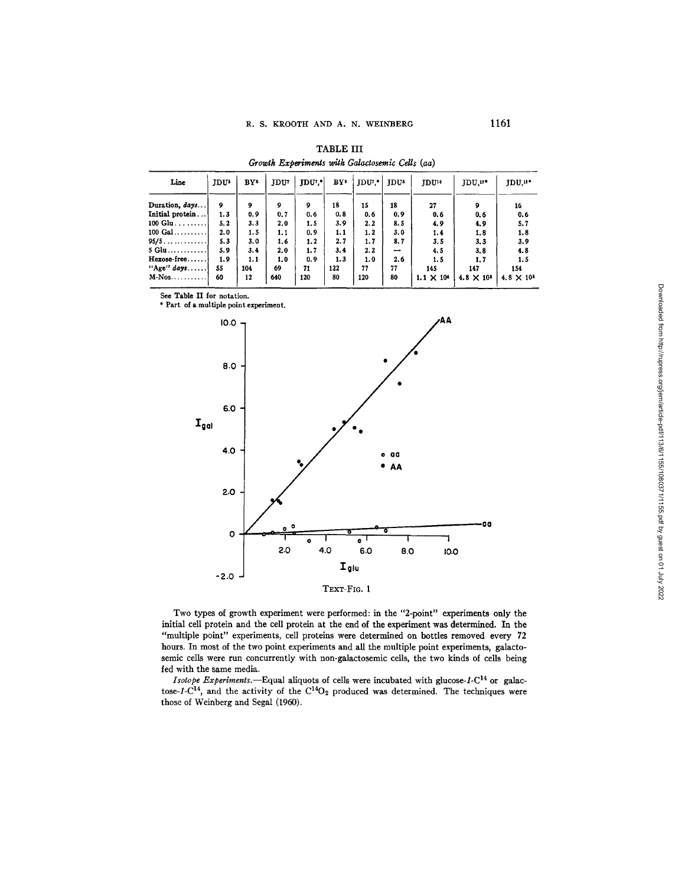TABLE III

*Growth Experiments with Galactosemic Cells (aa)*

| Line | JDU[5] | BY[6] | JDU[7] | JDU[7],* | BY[6] | JDU[7],* | JDU[5] | JDU[10] | JDU,[11]* | JDU,[11]* |
|---|---|---|---|---|---|---|---|---|---|---|
| Duration, *days*... | 9 | 9 | 9 | 9 | 18 | 15 | 18 | 27 | 9 | 16 |
| Initial protein... | 1.3 | 0.9 | 0.7 | 0.6 | 0.8 | 0.6 | 0.9 | 0.6 | 0.6 | 0.6 |
| 100 Glu......... | 5.2 | 3.3 | 2.0 | 1.5 | 3.9 | 2.2 | 8.5 | 4.9 | 4.9 | 5.7 |
| 100 Gal......... | 2.0 | 1.5 | 1.1 | 0.9 | 1.1 | 1.2 | 3.0 | 1.4 | 1.8 | 1.8 |
| 95/5............ | 5.3 | 3.0 | 1.6 | 1.2 | 2.7 | 1.7 | 8.7 | 3.5 | 3.3 | 3.9 |
| 5 Glu........... | 5.9 | 3.4 | 2.0 | 1.7 | 3.4 | 2.2 | — | 4.5 | 3.8 | 4.8 |
| Hexose-free...... | 1.9 | 1.1 | 1.0 | 0.9 | 1.3 | 1.0 | 2.6 | 1.5 | 1.7 | 1.5 |
| "Age" *days*...... | 55 | 104 | 69 | 71 | 122 | 77 | 77 | 145 | 147 | 154 |
| M-Nos........... | 60 | 12 | 640 | 120 | 80 | 120 | 80 | $1.1 \times 10^4$ | $4.8 \times 10^5$ | $4.8 \times 10^5$ |

See Table II for notation.
\* Part of a multiple point experiment.

TEXT-FIG. 1

Two types of growth experiment were performed: in the "2-point" experiments only the initial cell protein and the cell protein at the end of the experiment was determined. In the "multiple point" experiments, cell proteins were determined on bottles removed every 72 hours. In most of the two point experiments and all the multiple point experiments, galactosemic cells were run concurrently with non-galactosemic cells, the two kinds of cells being fed with the same media.

*Isotope Experiments.*—Equal aliquots of cells were incubated with glucose-*1*-$C^{14}$ or galactose-*1*-$C^{14}$, and the activity of the $C^{14}O_2$ produced was determined. The techniques were those of Weinberg and Segal (1960).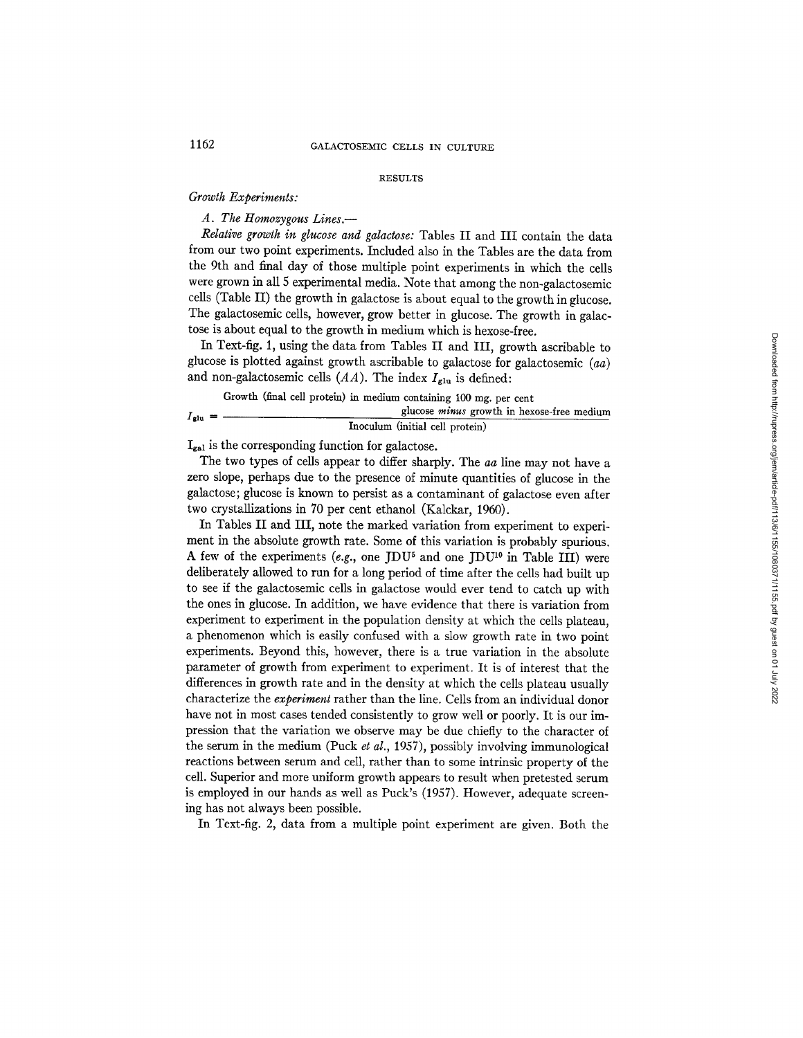## RESULTS

### *Growth Experiments:*

*A. The Homozygous Lines.*—

*Relative growth in glucose and galactose:* Tables II and III contain the data from our two point experiments. Included also in the Tables are the data from the 9th and final day of those multiple point experiments in which the cells were grown in all 5 experimental media. Note that among the non-galactosemic cells (Table II) the growth in galactose is about equal to the growth in glucose. The galactosemic cells, however, grow better in glucose. The growth in galactose is about equal to the growth in medium which is hexose-free.

In Text-fig. 1, using the data from Tables II and III, growth ascribable to glucose is plotted against growth ascribable to galactose for galactosemic (*aa*) and non-galactosemic cells (*AA*). The index $I_{glu}$ is defined:

$$I_{glu} = \frac{\text{Growth (final cell protein) in medium containing 100 mg. per cent glucose } \textit{minus} \text{ growth in hexose-free medium}}{\text{Inoculum (initial cell protein)}}$$

$I_{gal}$ is the corresponding function for galactose.

The two types of cells appear to differ sharply. The *aa* line may not have a zero slope, perhaps due to the presence of minute quantities of glucose in the galactose; glucose is known to persist as a contaminant of galactose even after two crystallizations in 70 per cent ethanol (Kalckar, 1960).

In Tables II and III, note the marked variation from experiment to experiment in the absolute growth rate. Some of this variation is probably spurious. A few of the experiments (*e.g.*, one JDU[5] and one JDU[10] in Table III) were deliberately allowed to run for a long period of time after the cells had built up to see if the galactosemic cells in galactose would ever tend to catch up with the ones in glucose. In addition, we have evidence that there is variation from experiment to experiment in the population density at which the cells plateau, a phenomenon which is easily confused with a slow growth rate in two point experiments. Beyond this, however, there is a true variation in the absolute parameter of growth from experiment to experiment. It is of interest that the differences in growth rate and in the density at which the cells plateau usually characterize the *experiment* rather than the line. Cells from an individual donor have not in most cases tended consistently to grow well or poorly. It is our impression that the variation we observe may be due chiefly to the character of the serum in the medium (Puck *et al.*, 1957), possibly involving immunological reactions between serum and cell, rather than to some intrinsic property of the cell. Superior and more uniform growth appears to result when pretested serum is employed in our hands as well as Puck's (1957). However, adequate screening has not always been possible.

In Text-fig. 2, data from a multiple point experiment are given. Both the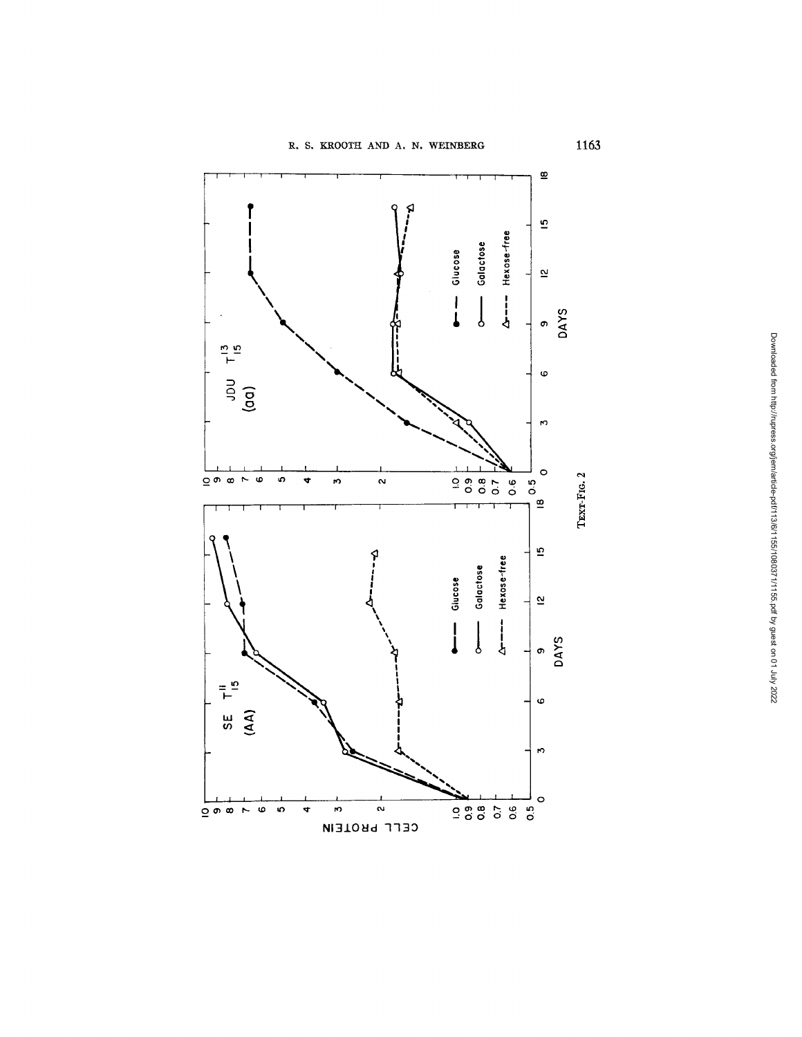TEXT-FIG. 2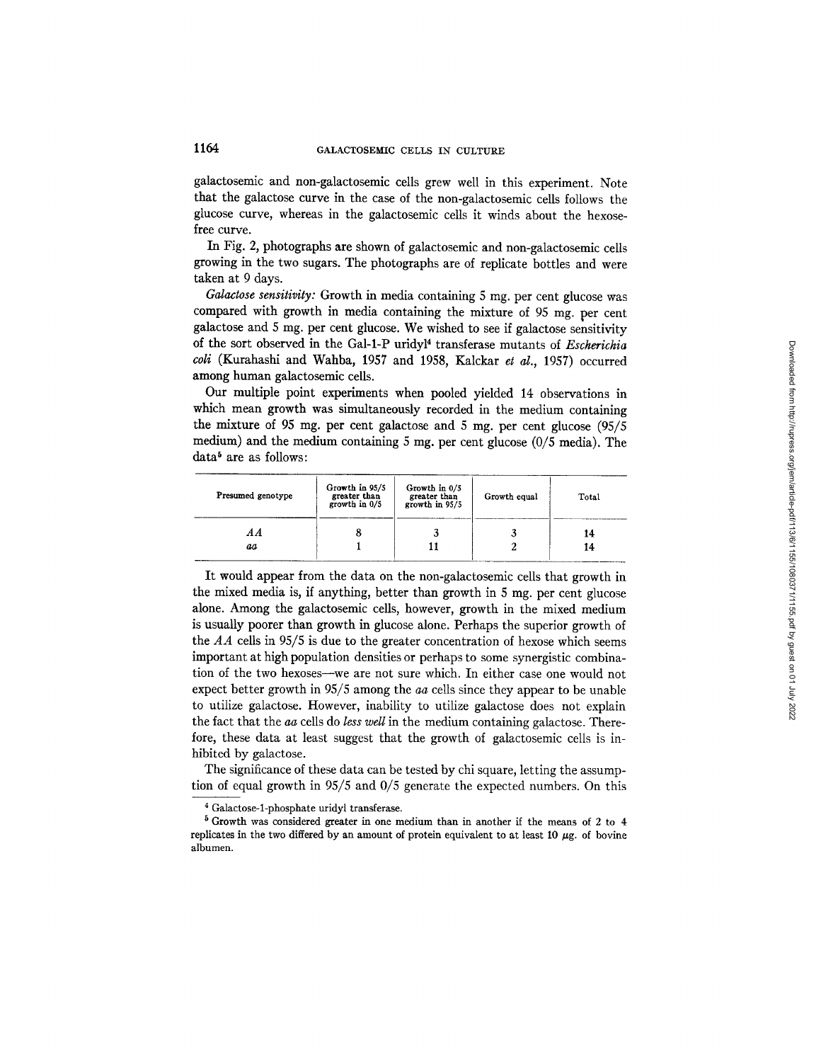galactosemic and non-galactosemic cells grew well in this experiment. Note that the galactose curve in the case of the non-galactosemic cells follows the glucose curve, whereas in the galactosemic cells it winds about the hexose-free curve.

In Fig. 2, photographs are shown of galactosemic and non-galactosemic cells growing in the two sugars. The photographs are of replicate bottles and were taken at 9 days.

*Galactose sensitivity:* Growth in media containing 5 mg. per cent glucose was compared with growth in media containing the mixture of 95 mg. per cent galactose and 5 mg. per cent glucose. We wished to see if galactose sensitivity of the sort observed in the Gal-1-P uridyl[4] transferase mutants of *Escherichia coli* (Kurahashi and Wahba, 1957 and 1958, Kalckar *et al.*, 1957) occurred among human galactosemic cells.

Our multiple point experiments when pooled yielded 14 observations in which mean growth was simultaneously recorded in the medium containing the mixture of 95 mg. per cent galactose and 5 mg. per cent glucose (95/5 medium) and the medium containing 5 mg. per cent glucose (0/5 media). The data[5] are as follows:

| Presumed genotype | Growth in 95/5 greater than growth in 0/5 | Growth in 0/5 greater than growth in 95/5 | Growth equal | Total |
|---|---|---|---|---|
| *AA* | 8 | 3 | 3 | 14 |
| *aa* | 1 | 11 | 2 | 14 |

It would appear from the data on the non-galactosemic cells that growth in the mixed media is, if anything, better than growth in 5 mg. per cent glucose alone. Among the galactosemic cells, however, growth in the mixed medium is usually poorer than growth in glucose alone. Perhaps the superior growth of the *AA* cells in 95/5 is due to the greater concentration of hexose which seems important at high population densities or perhaps to some synergistic combination of the two hexoses—we are not sure which. In either case one would not expect better growth in 95/5 among the *aa* cells since they appear to be unable to utilize galactose. However, inability to utilize galactose does not explain the fact that the *aa* cells do *less well* in the medium containing galactose. Therefore, these data at least suggest that the growth of galactosemic cells is inhibited by galactose.

The significance of these data can be tested by chi square, letting the assumption of equal growth in 95/5 and 0/5 generate the expected numbers. On this

[4] Galactose-1-phosphate uridyl transferase.

[5] Growth was considered greater in one medium than in another if the means of 2 to 4 replicates in the two differed by an amount of protein equivalent to at least 10 $\mu$g. of bovine albumen.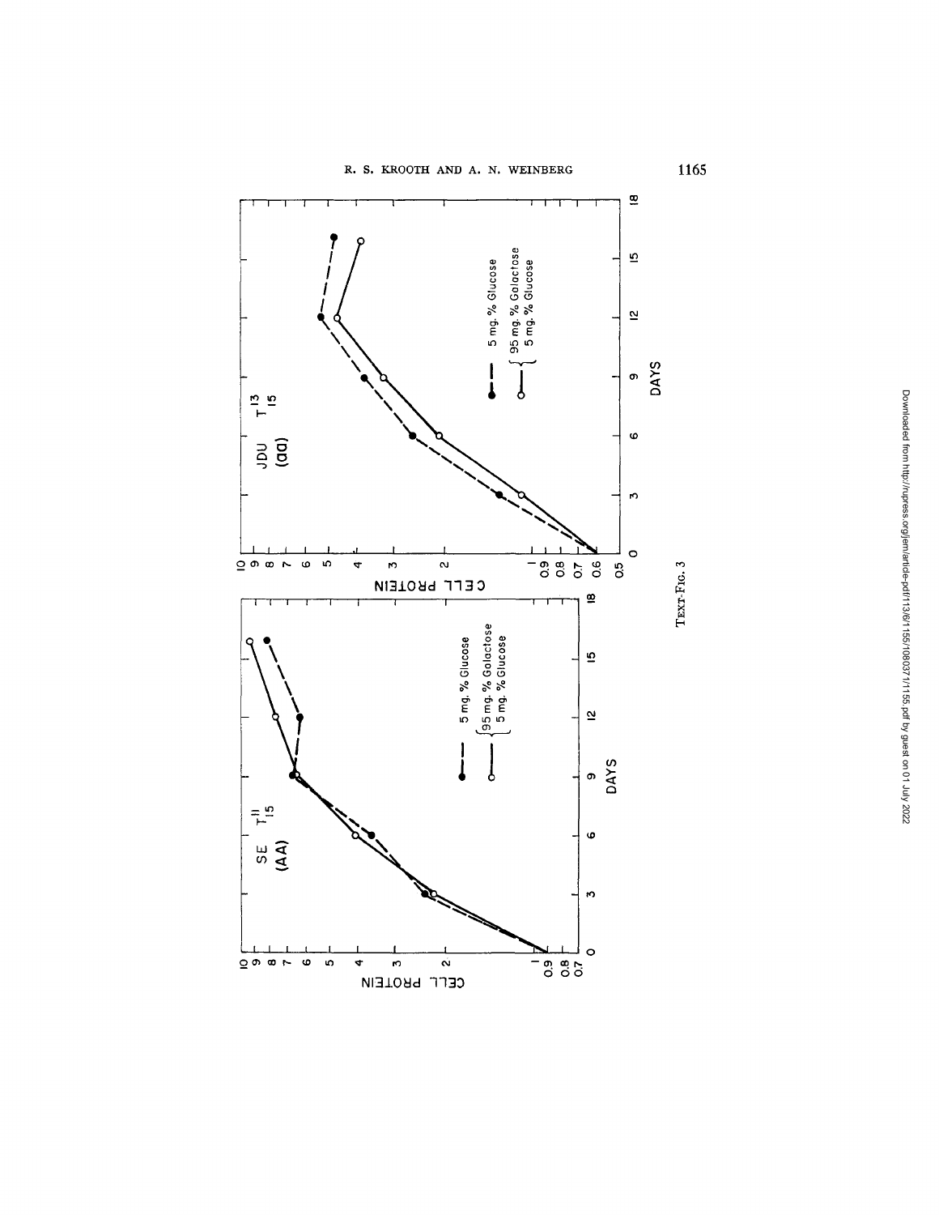TEXT-FIG. 3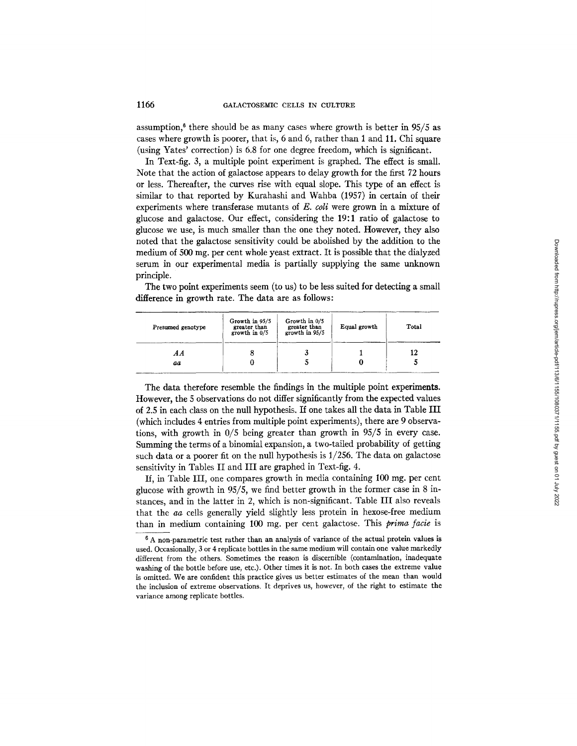assumption,[6] there should be as many cases where growth is better in 95/5 as cases where growth is poorer, that is, 6 and 6, rather than 1 and 11. Chi square (using Yates' correction) is 6.8 for one degree freedom, which is significant.

In Text-fig. 3, a multiple point experiment is graphed. The effect is small. Note that the action of galactose appears to delay growth for the first 72 hours or less. Thereafter, the curves rise with equal slope. This type of an effect is similar to that reported by Kurahashi and Wahba (1957) in certain of their experiments where transferase mutants of *E. coli* were grown in a mixture of glucose and galactose. Our effect, considering the 19:1 ratio of galactose to glucose we use, is much smaller than the one they noted. However, they also noted that the galactose sensitivity could be abolished by the addition to the medium of 500 mg. per cent whole yeast extract. It is possible that the dialyzed serum in our experimental media is partially supplying the same unknown principle.

The two point experiments seem (to us) to be less suited for detecting a small difference in growth rate. The data are as follows:

| Presumed genotype | Growth in 95/5 greater than growth in 0/5 | Growth in 0/5 greater than growth in 95/5 | Equal growth | Total |
|---|---|---|---|---|
| *AA* | 8 | 3 | 1 | 12 |
| *aa* | 0 | 5 | 0 | 5 |

The data therefore resemble the findings in the multiple point experiments. However, the 5 observations do not differ significantly from the expected values of 2.5 in each class on the null hypothesis. If one takes all the data in Table III (which includes 4 entries from multiple point experiments), there are 9 observations, with growth in 0/5 being greater than growth in 95/5 in every case. Summing the terms of a binomial expansion, a two-tailed probability of getting such data or a poorer fit on the null hypothesis is 1/256. The data on galactose sensitivity in Tables II and III are graphed in Text-fig. 4.

If, in Table III, one compares growth in media containing 100 mg. per cent glucose with growth in 95/5, we find better growth in the former case in 8 instances, and in the latter in 2, which is non-significant. Table III also reveals that the *aa* cells generally yield slightly less protein in hexose-free medium than in medium containing 100 mg. per cent galactose. This *prima facie* is

[6] A non-parametric test rather than an analysis of variance of the actual protein values is used. Occasionally, 3 or 4 replicate bottles in the same medium will contain one value markedly different from the others. Sometimes the reason is discernible (contamination, inadequate washing of the bottle before use, etc.). Other times it is not. In both cases the extreme value is omitted. We are confident this practice gives us better estimates of the mean than would the inclusion of extreme observations. It deprives us, however, of the right to estimate the variance among replicate bottles.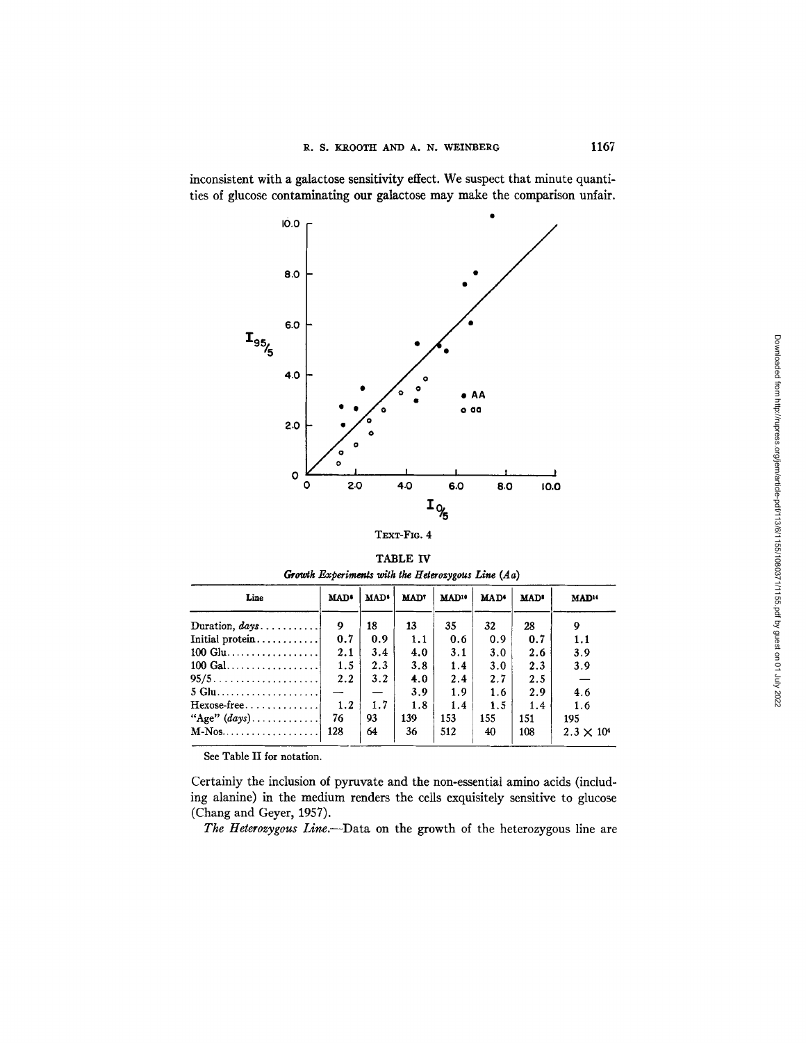inconsistent with a galactose sensitivity effect. We suspect that minute quantities of glucose contaminating our galactose may make the comparison unfair.

TEXT-FIG. 4

TABLE IV

*Growth Experiments with the Heterozygous Line (Aa)*

| Line | MAD[8] | MAD[8] | MAD[7] | MAD[10] | MAD[6] | MAD[8] | MAD[14] |
|---|---|---|---|---|---|---|---|
| Duration, *days* | 9 | 18 | 13 | 35 | 32 | 28 | 9 |
| Initial protein | 0.7 | 0.9 | 1.1 | 0.6 | 0.9 | 0.7 | 1.1 |
| 100 Glu | 2.1 | 3.4 | 4.0 | 3.1 | 3.0 | 2.6 | 3.9 |
| 100 Gal | 1.5 | 2.3 | 3.8 | 1.4 | 3.0 | 2.3 | 3.9 |
| 95/5 | 2.2 | 3.2 | 4.0 | 2.4 | 2.7 | 2.5 | — |
| 5 Glu | — | — | 3.9 | 1.9 | 1.6 | 2.9 | 4.6 |
| Hexose-free | 1.2 | 1.7 | 1.8 | 1.4 | 1.5 | 1.4 | 1.6 |
| "Age" (*days*) | 76 | 93 | 139 | 153 | 155 | 151 | 195 |
| M-Nos | 128 | 64 | 36 | 512 | 40 | 108 | $2.3 \times 10^4$ |

See Table II for notation.

Certainly the inclusion of pyruvate and the non-essential amino acids (including alanine) in the medium renders the cells exquisitely sensitive to glucose (Chang and Geyer, 1957).

*The Heterozygous Line.*—Data on the growth of the heterozygous line are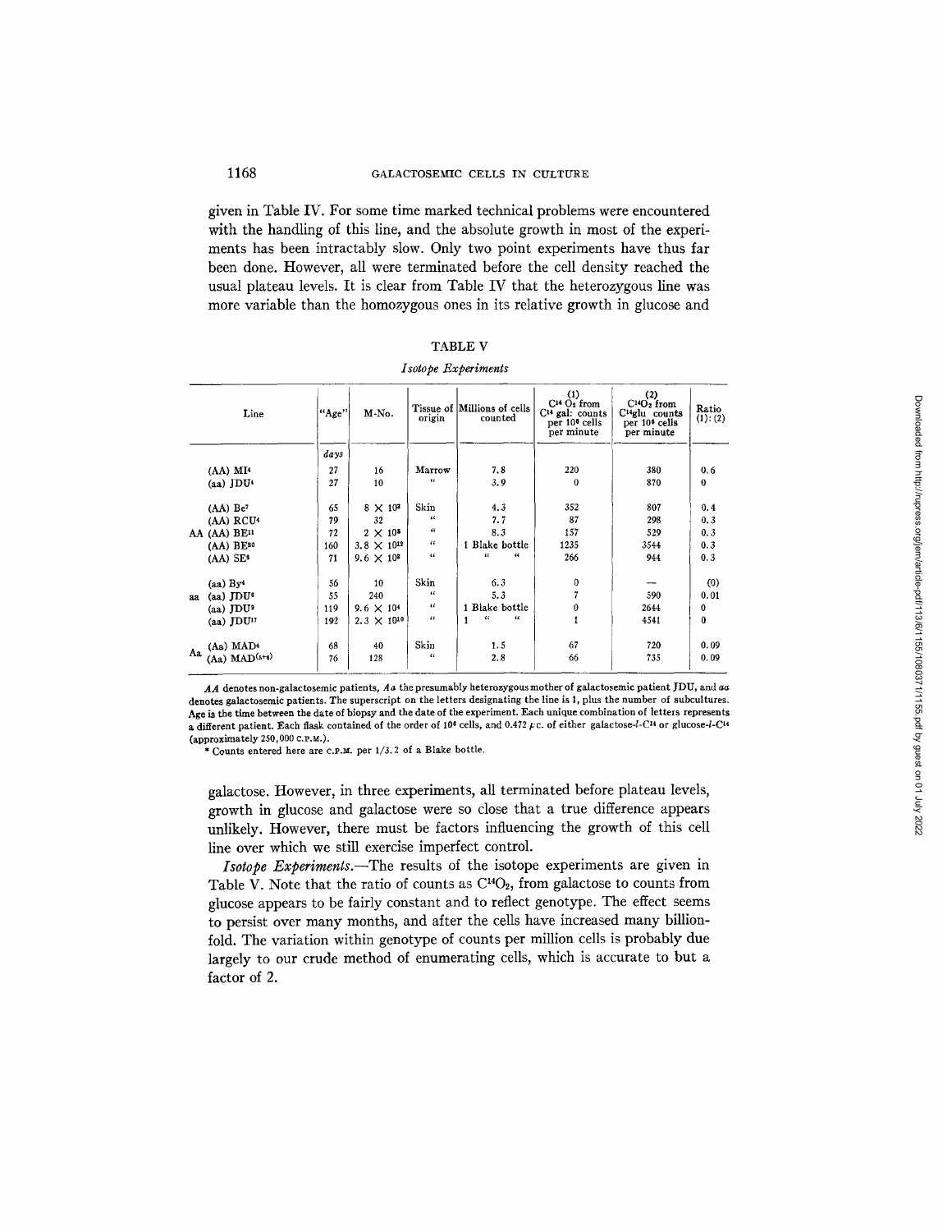given in Table IV. For some time marked technical problems were encountered with the handling of this line, and the absolute growth in most of the experiments has been intractably slow. Only two point experiments have thus far been done. However, all were terminated before the cell density reached the usual plateau levels. It is clear from Table IV that the heterozygous line was more variable than the homozygous ones in its relative growth in glucose and

TABLE V

*Isotope Experiments*

| | Line | "Age" | M-No. | Tissue of origin | Millions of cells counted | (1) $C^{14}O_2$ from $C^{14}$ gal: counts per $10^6$ cells per minute | (2) $C^{14}O_2$ from $C^{14}$glu counts per $10^6$ cells per minute | Ratio (1):(2) |
|---|---|---|---|---|---|---|---|---|
| | | *days* | | | | | | |
| | (AA) MI[4] | 27 | 16 | Marrow | 7.8 | 220 | 380 | 0.6 |
| | (aa) JDU[4] | 27 | 10 | " | 3.9 | 0 | 870 | 0 |
| AA | (AA) Be[7] | 65 | $8 \times 10^2$ | Skin | 4.3 | 352 | 807 | 0.4 |
| | (AA) RCU[4] | 79 | 32 | " | 7.7 | 87 | 298 | 0.3 |
| | (AA) BE[11] | 72 | $2 \times 10^5$ | " | 8.3 | 157 | 529 | 0.3 |
| | (AA) BE[20] | 160 | $3.8 \times 10^{12}$ | " | 1 Blake bottle | 1235 | 3544 | 0.3 |
| | (AA) SE[8] | 71 | $9.6 \times 10^2$ | " | " " | 266 | 944 | 0.3 |
| aa | (aa) By[4] | 56 | 10 | Skin | 6.3 | 0 | — | (0) |
| | (aa) JDU[6] | 55 | 240 | " | 5.3 | 7 | 590 | 0.01 |
| | (aa) JDU[9] | 119 | $9.6 \times 10^4$ | " | 1 Blake bottle | 0 | 2644 | 0 |
| | (aa) JDU[17] | 192 | $2.3 \times 10^{10}$ | " | 1 " " | 1 | 4541 | 0 |
| Aa | (Aa) MAD[4] | 68 | 40 | Skin | 1.5 | 67 | 720 | 0.09 |
| | (Aa) MAD[(5+6)] | 76 | 128 | " | 2.8 | 66 | 735 | 0.09 |

*AA* denotes non-galactosemic patients, *Aa* the presumably heterozygous mother of galactosemic patient JDU, and *aa* denotes galactosemic patients. The superscript on the letters designating the line is 1, plus the number of subcultures. Age is the time between the date of biopsy and the date of the experiment. Each unique combination of letters represents a different patient. Each flask contained of the order of $10^6$ cells, and 0.472 μc. of either galactose-*1*-$C^{14}$ or glucose-*1*-$C^{14}$ (approximately 250,000 C.P.M.).

\* Counts entered here are C.P.M. per 1/3.2 of a Blake bottle.

galactose. However, in three experiments, all terminated before plateau levels, growth in glucose and galactose were so close that a true difference appears unlikely. However, there must be factors influencing the growth of this cell line over which we still exercise imperfect control.

*Isotope Experiments.*—The results of the isotope experiments are given in Table V. Note that the ratio of counts as $C^{14}O_2$, from galactose to counts from glucose appears to be fairly constant and to reflect genotype. The effect seems to persist over many months, and after the cells have increased many billion-fold. The variation within genotype of counts per million cells is probably due largely to our crude method of enumerating cells, which is accurate to but a factor of 2.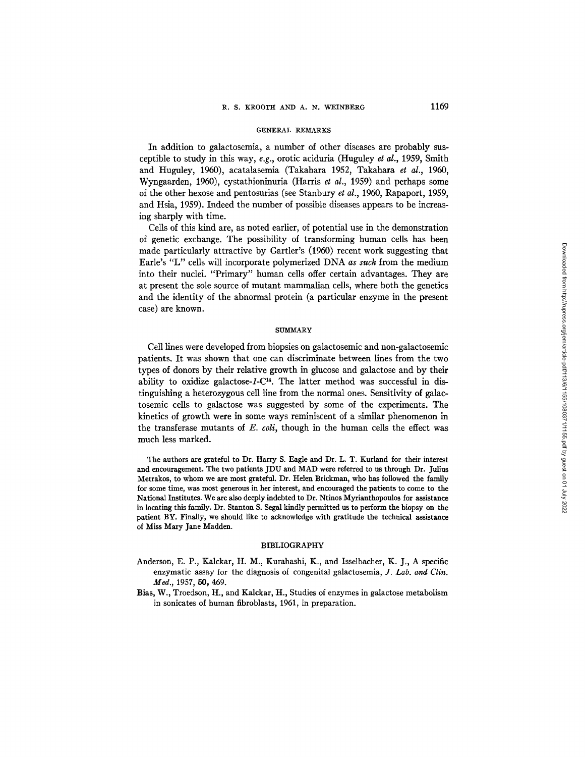## GENERAL REMARKS

In addition to galactosemia, a number of other diseases are probably susceptible to study in this way, *e.g.*, orotic aciduria (Huguley *et al.*, 1959, Smith and Huguley, 1960), acatalasemia (Takahara 1952, Takahara *et al.*, 1960, Wyngaarden, 1960), cystathioninuria (Harris *et al.*, 1959) and perhaps some of the other hexose and pentosurias (see Stanbury *et al.*, 1960, Rapaport, 1959, and Hsia, 1959). Indeed the number of possible diseases appears to be increasing sharply with time.

Cells of this kind are, as noted earlier, of potential use in the demonstration of genetic exchange. The possibility of transforming human cells has been made particularly attractive by Gartler's (1960) recent work suggesting that Earle's "L" cells will incorporate polymerized DNA *as such* from the medium into their nuclei. "Primary" human cells offer certain advantages. They are at present the sole source of mutant mammalian cells, where both the genetics and the identity of the abnormal protein (a particular enzyme in the present case) are known.

## SUMMARY

Cell lines were developed from biopsies on galactosemic and non-galactosemic patients. It was shown that one can discriminate between lines from the two types of donors by their relative growth in glucose and galactose and by their ability to oxidize galactose-*1*-$C^{14}$. The latter method was successful in distinguishing a heterozygous cell line from the normal ones. Sensitivity of galactosemic cells to galactose was suggested by some of the experiments. The kinetics of growth were in some ways reminiscent of a similar phenomenon in the transferase mutants of *E. coli*, though in the human cells the effect was much less marked.

The authors are grateful to Dr. Harry S. Eagle and Dr. L. T. Kurland for their interest and encouragement. The two patients JDU and MAD were referred to us through Dr. Julius Metrakos, to whom we are most grateful. Dr. Helen Brickman, who has followed the family for some time, was most generous in her interest, and encouraged the patients to come to the National Institutes. We are also deeply indebted to Dr. Ntinos Myrianthopoulos for assistance in locating this family. Dr. Stanton S. Segal kindly permitted us to perform the biopsy on the patient BY. Finally, we should like to acknowledge with gratitude the technical assistance of Miss Mary Jane Madden.

## BIBLIOGRAPHY

Anderson, E. P., Kalckar, H. M., Kurahashi, K., and Isselbacher, K. J., A specific enzymatic assay for the diagnosis of congenital galactosemia, *J. Lab. and Clin. Med.*, 1957, **50,** 469.

Bias, W., Troedson, H., and Kalckar, H., Studies of enzymes in galactose metabolism in sonicates of human fibroblasts, 1961, in preparation.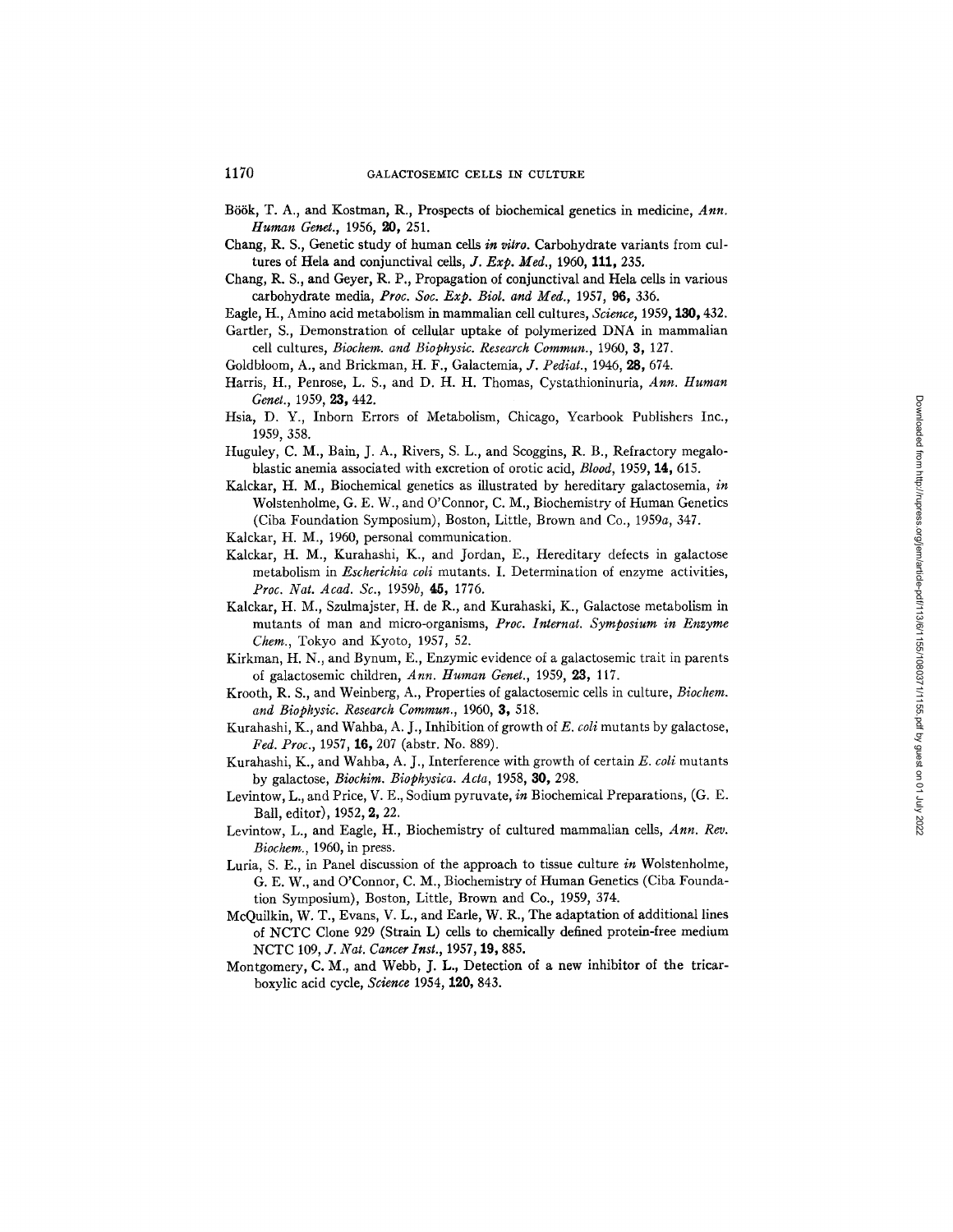Böök, T. A., and Kostman, R., Prospects of biochemical genetics in medicine, *Ann. Human Genet.*, 1956, **20**, 251.

Chang, R. S., Genetic study of human cells *in vitro*. Carbohydrate variants from cultures of Hela and conjunctival cells, *J. Exp. Med.*, 1960, **111**, 235.

Chang, R. S., and Geyer, R. P., Propagation of conjunctival and Hela cells in various carbohydrate media, *Proc. Soc. Exp. Biol. and Med.*, 1957, **96**, 336.

Eagle, H., Amino acid metabolism in mammalian cell cultures, *Science*, 1959, **130**, 432.

Gartler, S., Demonstration of cellular uptake of polymerized DNA in mammalian cell cultures, *Biochem. and Biophysic. Research Commun.*, 1960, **3**, 127.

Goldbloom, A., and Brickman, H. F., Galactemia, *J. Pediat.*, 1946, **28**, 674.

Harris, H., Penrose, L. S., and D. H. H. Thomas, Cystathioninuria, *Ann. Human Genet.*, 1959, **23**, 442.

Hsia, D. Y., Inborn Errors of Metabolism, Chicago, Yearbook Publishers Inc., 1959, 358.

Huguley, C. M., Bain, J. A., Rivers, S. L., and Scoggins, R. B., Refractory megaloblastic anemia associated with excretion of orotic acid, *Blood*, 1959, **14**, 615.

Kalckar, H. M., Biochemical genetics as illustrated by hereditary galactosemia, *in* Wolstenholme, G. E. W., and O'Connor, C. M., Biochemistry of Human Genetics (Ciba Foundation Symposium), Boston, Little, Brown and Co., 1959*a*, 347.

Kalckar, H. M., 1960, personal communication.

Kalckar, H. M., Kurahashi, K., and Jordan, E., Hereditary defects in galactose metabolism in *Escherichia coli* mutants. I. Determination of enzyme activities, *Proc. Nat. Acad. Sc.*, 1959*b*, **45**, 1776.

Kalckar, H. M., Szulmajster, H. de R., and Kurahaski, K., Galactose metabolism in mutants of man and micro-organisms, *Proc. Internat. Symposium in Enzyme Chem.*, Tokyo and Kyoto, 1957, 52.

Kirkman, H. N., and Bynum, E., Enzymic evidence of a galactosemic trait in parents of galactosemic children, *Ann. Human Genet.*, 1959, **23**, 117.

Krooth, R. S., and Weinberg, A., Properties of galactosemic cells in culture, *Biochem. and Biophysic. Research Commun.*, 1960, **3**, 518.

Kurahashi, K., and Wahba, A. J., Inhibition of growth of *E. coli* mutants by galactose, *Fed. Proc.*, 1957, **16**, 207 (abstr. No. 889).

Kurahashi, K., and Wahba, A. J., Interference with growth of certain *E. coli* mutants by galactose, *Biochim. Biophysica. Acta*, 1958, **30**, 298.

Levintow, L., and Price, V. E., Sodium pyruvate, *in* Biochemical Preparations, (G. E. Ball, editor), 1952, **2**, 22.

Levintow, L., and Eagle, H., Biochemistry of cultured mammalian cells, *Ann. Rev. Biochem.*, 1960, in press.

Luria, S. E., in Panel discussion of the approach to tissue culture *in* Wolstenholme, G. E. W., and O'Connor, C. M., Biochemistry of Human Genetics (Ciba Foundation Symposium), Boston, Little, Brown and Co., 1959, 374.

McQuilkin, W. T., Evans, V. L., and Earle, W. R., The adaptation of additional lines of NCTC Clone 929 (Strain L) cells to chemically defined protein-free medium NCTC 109, *J. Nat. Cancer Inst.*, 1957, **19**, 885.

Montgomery, C. M., and Webb, J. L., Detection of a new inhibitor of the tricarboxylic acid cycle, *Science* 1954, **120**, 843.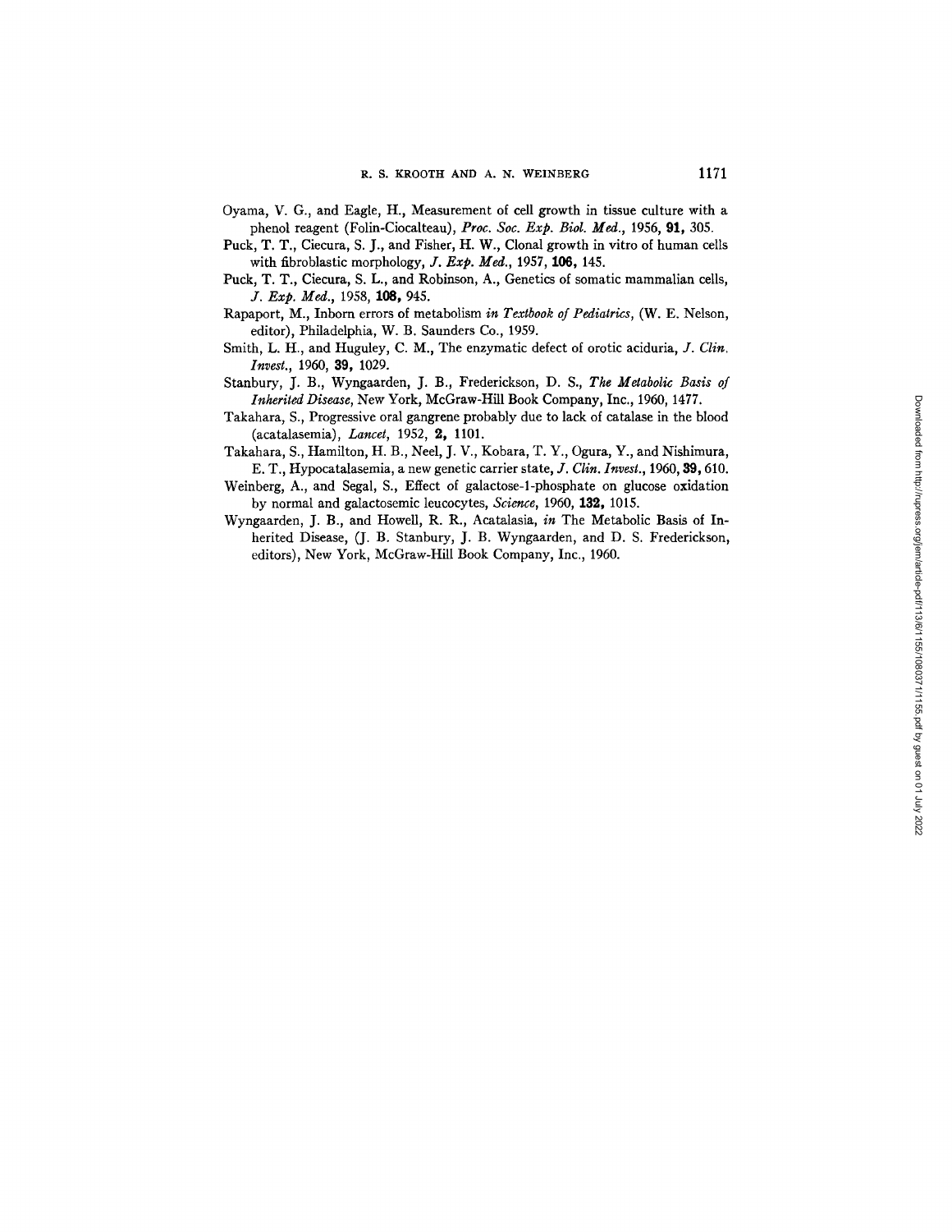Oyama, V. G., and Eagle, H., Measurement of cell growth in tissue culture with a phenol reagent (Folin-Ciocalteau), *Proc. Soc. Exp. Biol. Med.*, 1956, **91,** 305.

Puck, T. T., Ciecura, S. J., and Fisher, H. W., Clonal growth in vitro of human cells with fibroblastic morphology, *J. Exp. Med.*, 1957, **106,** 145.

Puck, T. T., Ciecura, S. L., and Robinson, A., Genetics of somatic mammalian cells, *J. Exp. Med.*, 1958, **108,** 945.

Rapaport, M., Inborn errors of metabolism *in Textbook of Pediatrics*, (W. E. Nelson, editor), Philadelphia, W. B. Saunders Co., 1959.

Smith, L. H., and Huguley, C. M., The enzymatic defect of orotic aciduria, *J. Clin. Invest.*, 1960, **39,** 1029.

Stanbury, J. B., Wyngaarden, J. B., Frederickson, D. S., *The Metabolic Basis of Inherited Disease*, New York, McGraw-Hill Book Company, Inc., 1960, 1477.

Takahara, S., Progressive oral gangrene probably due to lack of catalase in the blood (acatalasemia), *Lancet*, 1952, **2,** 1101.

Takahara, S., Hamilton, H. B., Neel, J. V., Kobara, T. Y., Ogura, Y., and Nishimura, E. T., Hypocatalasemia, a new genetic carrier state, *J. Clin. Invest.*, 1960, **39,** 610.

Weinberg, A., and Segal, S., Effect of galactose-1-phosphate on glucose oxidation by normal and galactosemic leucocytes, *Science*, 1960, **132,** 1015.

Wyngaarden, J. B., and Howell, R. R., Acatalasia, *in* The Metabolic Basis of Inherited Disease, (J. B. Stanbury, J. B. Wyngaarden, and D. S. Frederickson, editors), New York, McGraw-Hill Book Company, Inc., 1960.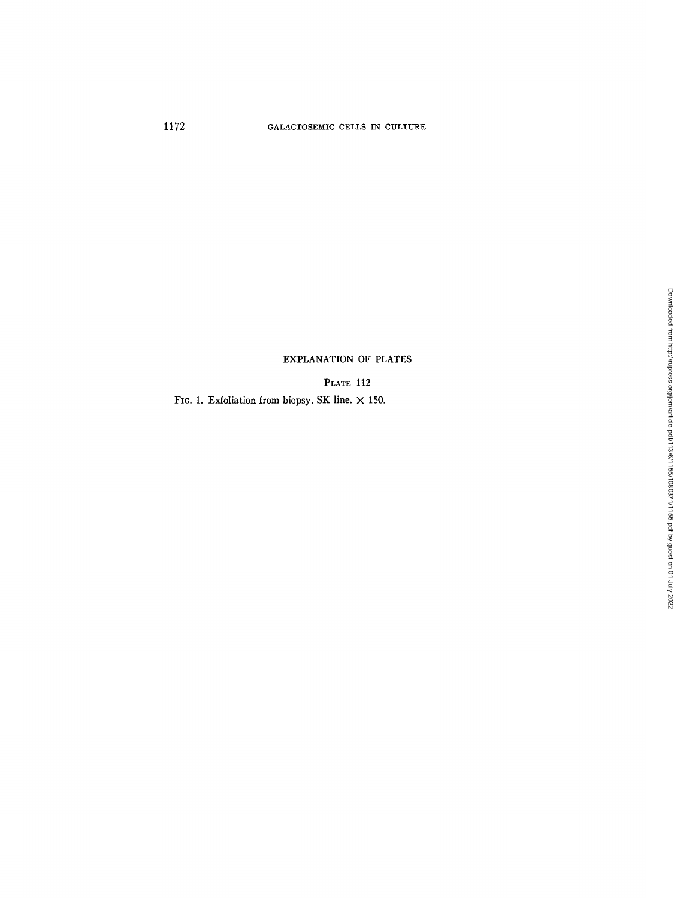## EXPLANATION OF PLATES

### Plate 112

FIG. 1. Exfoliation from biopsy. SK line. × 150.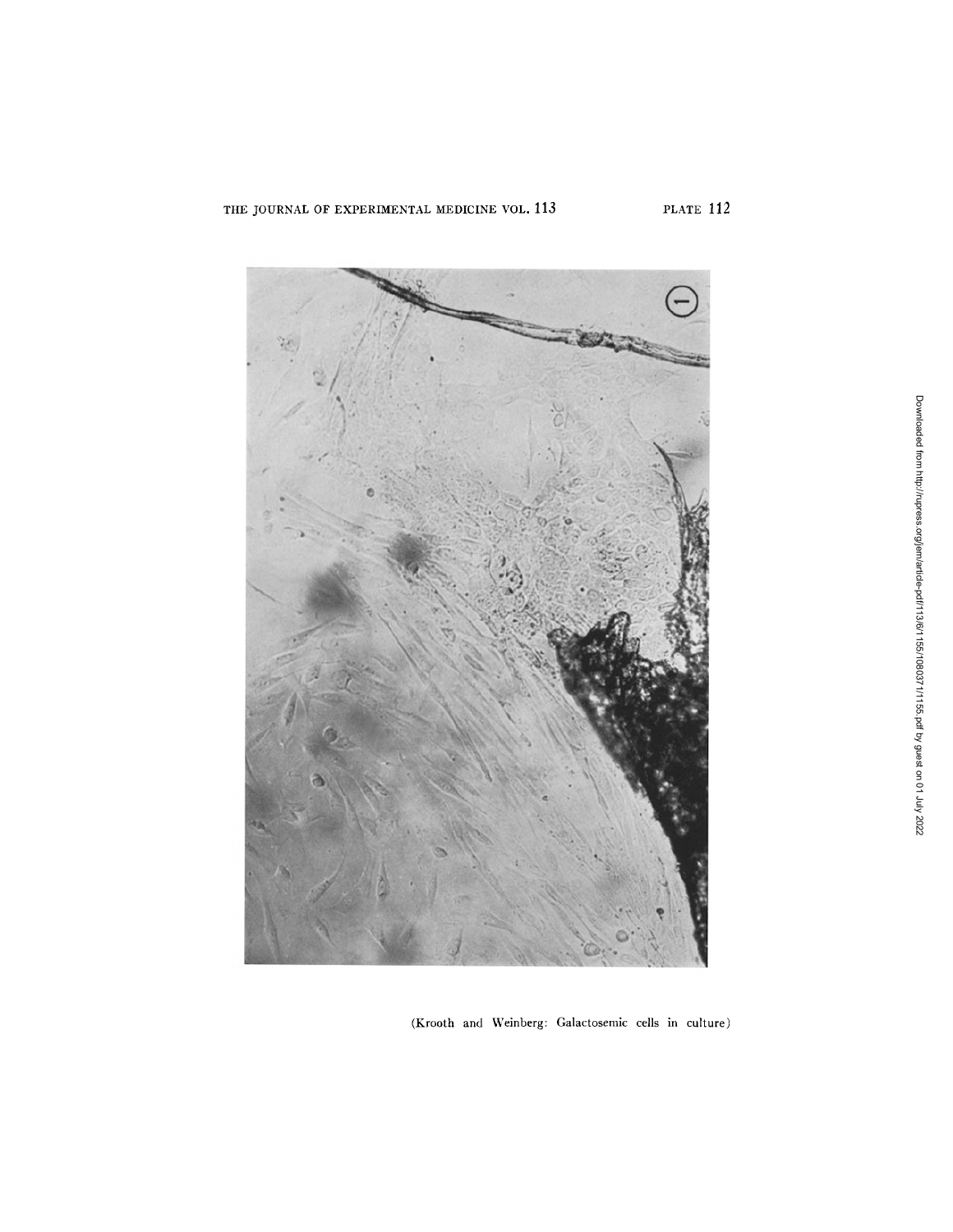(Krooth and Weinberg: Galactosemic cells in culture)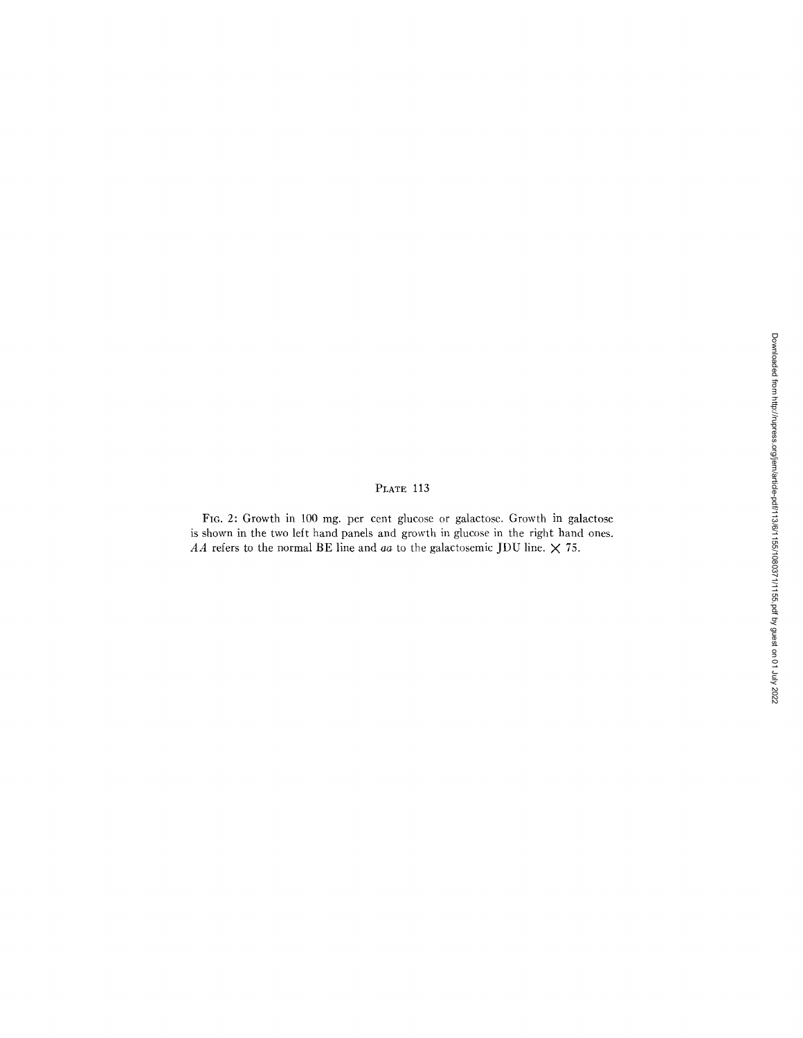PLATE 113

FIG. 2: Growth in 100 mg. per cent glucose or galactose. Growth in galactose is shown in the two left hand panels and growth in glucose in the right hand ones. *AA* refers to the normal BE line and *aa* to the galactosemic JDU line. × 75.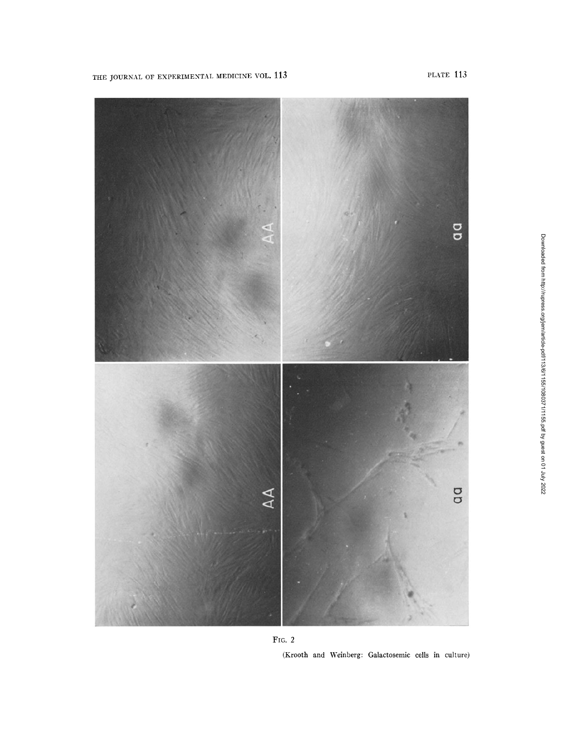FIG. 2

(Krooth and Weinberg: Galactosemic cells in culture)